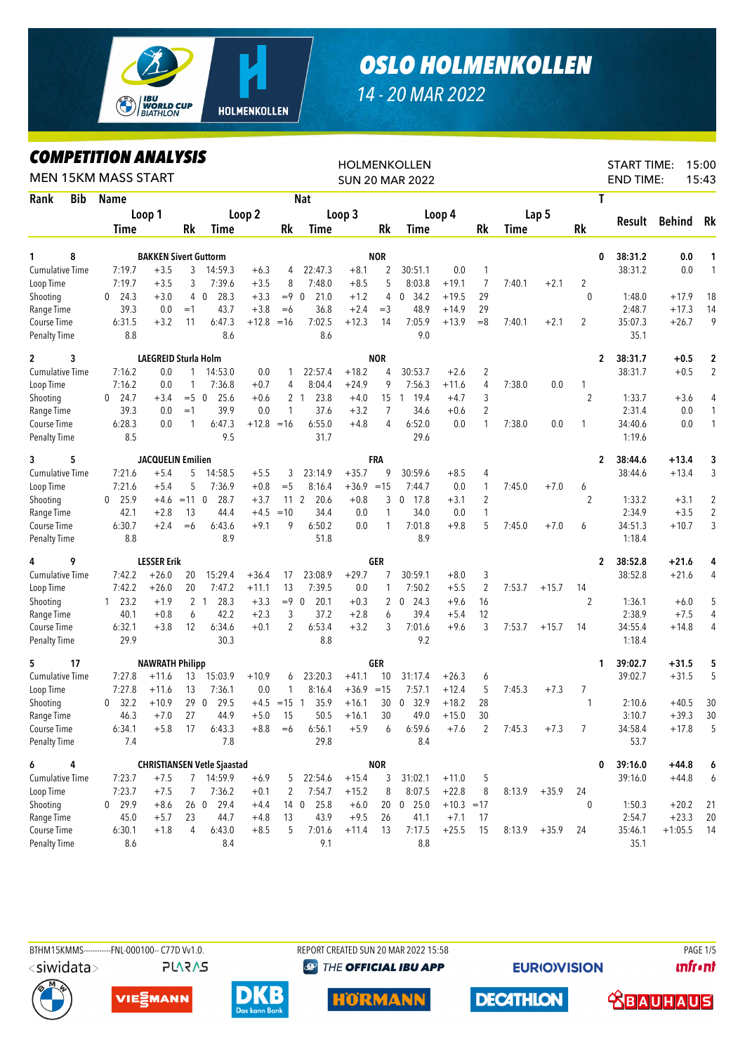# OSLO HOLMENKOLLEN

14 - 20 MAR 2022

## COMPETITION ANALYSIS

MEN 15KM MASS START

HOLMENKOLLEN
SUN 20 MAR 2022

START TIME: 15:00
END TIME: 15:43

| Rank | Bib | Name | | | Nat | | | | | | | | | | | | T | Result | Behind | Rk |
|---|---|---|---|---|---|---|---|---|---|---|---|---|---|---|---|---|---|---|---|---|
| | | Loop 1 Time | | Rk | Loop 2 Time | | Rk | Loop 3 Time | | Rk | Loop 4 Time | | Rk | Lap 5 Time | | Rk | | | | |
| **1** | **8** | **BAKKEN Sivert Guttorm** | | | | | | **NOR** | | | | | | | | | **0** | **38:31.2** | **0.0** | **1** |
| Cumulative Time | | 7:19.7 | +3.5 | 3 | 14:59.3 | +6.3 | 4 | 22:47.3 | +8.1 | 2 | 30:51.1 | 0.0 | 1 | | | | | 38:31.2 | 0.0 | 1 |
| Loop Time | | 7:19.7 | +3.5 | 3 | 7:39.6 | +3.5 | 8 | 7:48.0 | +8.5 | 5 | 8:03.8 | +19.1 | 7 | 7:40.1 | +2.1 | 2 | | | | |
| Shooting | | 0 24.3 | +3.0 | 4 | 0 28.3 | +3.3 | =9 | 0 21.0 | +1.2 | 4 | 0 34.2 | +19.5 | 29 | | | | 0 | 1:48.0 | +17.9 | 18 |
| Range Time | | 39.3 | 0.0 | =1 | 43.7 | +3.8 | =6 | 36.8 | +2.4 | =3 | 48.9 | +14.9 | 29 | | | | | 2:48.7 | +17.3 | 14 |
| Course Time | | 6:31.5 | +3.2 | 11 | 6:47.3 | +12.8 | =16 | 7:02.5 | +12.3 | 14 | 7:05.9 | +13.9 | =8 | 7:40.1 | +2.1 | 2 | | 35:07.3 | +26.7 | 9 |
| Penalty Time | | 8.8 | | | 8.6 | | | 8.6 | | | 9.0 | | | | | | | 35.1 | | |
| **2** | **3** | **LAEGREID Sturla Holm** | | | | | | **NOR** | | | | | | | | | **2** | **38:31.7** | **+0.5** | **2** |
| Cumulative Time | | 7:16.2 | 0.0 | 1 | 14:53.0 | 0.0 | 1 | 22:57.4 | +18.2 | 4 | 30:53.7 | +2.6 | 2 | | | | | 38:31.7 | +0.5 | 2 |
| Loop Time | | 7:16.2 | 0.0 | 1 | 7:36.8 | +0.7 | 4 | 8:04.4 | +24.9 | 9 | 7:56.3 | +11.6 | 4 | 7:38.0 | 0.0 | 1 | | | | |
| Shooting | | 0 24.7 | +3.4 | =5 | 0 25.6 | +0.6 | 2 | 1 23.8 | +4.0 | 15 | 1 19.4 | +4.7 | 3 | | | | 2 | 1:33.7 | +3.6 | 4 |
| Range Time | | 39.3 | 0.0 | =1 | 39.9 | 0.0 | 1 | 37.6 | +3.2 | 7 | 34.6 | +0.6 | 2 | | | | | 2:31.4 | 0.0 | 1 |
| Course Time | | 6:28.3 | 0.0 | 1 | 6:47.3 | +12.8 | =16 | 6:55.0 | +4.8 | 4 | 6:52.0 | 0.0 | 1 | 7:38.0 | 0.0 | 1 | | 34:40.6 | 0.0 | 1 |
| Penalty Time | | 8.5 | | | 9.5 | | | 31.7 | | | 29.6 | | | | | | | 1:19.6 | | |
| **3** | **5** | **JACQUELIN Emilien** | | | | | | **FRA** | | | | | | | | | **2** | **38:44.6** | **+13.4** | **3** |
| Cumulative Time | | 7:21.6 | +5.4 | 5 | 14:58.5 | +5.5 | 3 | 23:14.9 | +35.7 | 9 | 30:59.6 | +8.5 | 4 | | | | | 38:44.6 | +13.4 | 3 |
| Loop Time | | 7:21.6 | +5.4 | 5 | 7:36.9 | +0.8 | =5 | 8:16.4 | +36.9 | =15 | 7:44.7 | 0.0 | 1 | 7:45.0 | +7.0 | 6 | | | | |
| Shooting | | 0 25.9 | +4.6 | =11 | 0 28.7 | +3.7 | 11 | 2 20.6 | +0.8 | 3 | 0 17.8 | +3.1 | 2 | | | | 2 | 1:33.2 | +3.1 | 2 |
| Range Time | | 42.1 | +2.8 | 13 | 44.4 | +4.5 | =10 | 34.4 | 0.0 | 1 | 34.0 | 0.0 | 1 | | | | | 2:34.9 | +3.5 | 2 |
| Course Time | | 6:30.7 | +2.4 | =6 | 6:43.6 | +9.1 | 9 | 6:50.2 | 0.0 | 1 | 7:01.8 | +9.8 | 5 | 7:45.0 | +7.0 | 6 | | 34:51.3 | +10.7 | 3 |
| Penalty Time | | 8.8 | | | 8.9 | | | 51.8 | | | 8.9 | | | | | | | 1:18.4 | | |
| **4** | **9** | **LESSER Erik** | | | | | | **GER** | | | | | | | | | **2** | **38:52.8** | **+21.6** | **4** |
| Cumulative Time | | 7:42.2 | +26.0 | 20 | 15:29.4 | +36.4 | 17 | 23:08.9 | +29.7 | 7 | 30:59.1 | +8.0 | 3 | | | | | 38:52.8 | +21.6 | 4 |
| Loop Time | | 7:42.2 | +26.0 | 20 | 7:47.2 | +11.1 | 13 | 7:39.5 | 0.0 | 1 | 7:50.2 | +5.5 | 2 | 7:53.7 | +15.7 | 14 | | | | |
| Shooting | | 1 23.2 | +1.9 | 2 | 1 28.3 | +3.3 | =9 | 0 20.1 | +0.3 | 2 | 0 24.3 | +9.6 | 16 | | | | 2 | 1:36.1 | +6.0 | 5 |
| Range Time | | 40.1 | +0.8 | 6 | 42.2 | +2.3 | 3 | 37.2 | +2.8 | 6 | 39.4 | +5.4 | 12 | | | | | 2:38.9 | +7.5 | 4 |
| Course Time | | 6:32.1 | +3.8 | 12 | 6:34.6 | +0.1 | 2 | 6:53.4 | +3.2 | 3 | 7:01.6 | +9.6 | 3 | 7:53.7 | +15.7 | 14 | | 34:55.4 | +14.8 | 4 |
| Penalty Time | | 29.9 | | | 30.3 | | | 8.8 | | | 9.2 | | | | | | | 1:18.4 | | |
| **5** | **17** | **NAWRATH Philipp** | | | | | | **GER** | | | | | | | | | **1** | **39:02.7** | **+31.5** | **5** |
| Cumulative Time | | 7:27.8 | +11.6 | 13 | 15:03.9 | +10.9 | 6 | 23:20.3 | +41.1 | 10 | 31:17.4 | +26.3 | 6 | | | | | 39:02.7 | +31.5 | 5 |
| Loop Time | | 7:27.8 | +11.6 | 13 | 7:36.1 | 0.0 | 1 | 8:16.4 | +36.9 | =15 | 7:57.1 | +12.4 | 5 | 7:45.3 | +7.3 | 7 | | | | |
| Shooting | | 0 32.2 | +10.9 | 29 | 0 29.5 | +4.5 | =15 | 1 35.9 | +16.1 | 30 | 0 32.9 | +18.2 | 28 | | | | 1 | 2:10.6 | +40.5 | 30 |
| Range Time | | 46.3 | +7.0 | 27 | 44.9 | +5.0 | 15 | 50.5 | +16.1 | 30 | 49.0 | +15.0 | 30 | | | | | 3:10.7 | +39.3 | 30 |
| Course Time | | 6:34.1 | +5.8 | 17 | 6:43.3 | +8.8 | =6 | 6:56.1 | +5.9 | 6 | 6:59.6 | +7.6 | 2 | 7:45.3 | +7.3 | 7 | | 34:58.4 | +17.8 | 5 |
| Penalty Time | | 7.4 | | | 7.8 | | | 29.8 | | | 8.4 | | | | | | | 53.7 | | |
| **6** | **4** | **CHRISTIANSEN Vetle Sjaastad** | | | | | | **NOR** | | | | | | | | | **0** | **39:16.0** | **+44.8** | **6** |
| Cumulative Time | | 7:23.7 | +7.5 | 7 | 14:59.9 | +6.9 | 5 | 22:54.6 | +15.4 | 3 | 31:02.1 | +11.0 | 5 | | | | | 39:16.0 | +44.8 | 6 |
| Loop Time | | 7:23.7 | +7.5 | 7 | 7:36.2 | +0.1 | 2 | 7:54.7 | +15.2 | 8 | 8:07.5 | +22.8 | 8 | 8:13.9 | +35.9 | 24 | | | | |
| Shooting | | 0 29.9 | +8.6 | 26 | 0 29.4 | +4.4 | 14 | 0 25.8 | +6.0 | 20 | 0 25.0 | +10.3 | =17 | | | | 0 | 1:50.3 | +20.2 | 21 |
| Range Time | | 45.0 | +5.7 | 23 | 44.7 | +4.8 | 13 | 43.9 | +9.5 | 26 | 41.1 | +7.1 | 17 | | | | | 2:54.7 | +23.3 | 20 |
| Course Time | | 6:30.1 | +1.8 | 4 | 6:43.0 | +8.5 | 5 | 7:01.6 | +11.4 | 13 | 7:17.5 | +25.5 | 15 | 8:13.9 | +35.9 | 24 | | 35:46.1 | +1:05.5 | 14 |
| Penalty Time | | 8.6 | | | 8.4 | | | 9.1 | | | 8.8 | | | | | | | 35.1 | | |

BTHM15KMMS-----------FNL-000100-- C77D Vv1.0. REPORT CREATED SUN 20 MAR 2022 15:58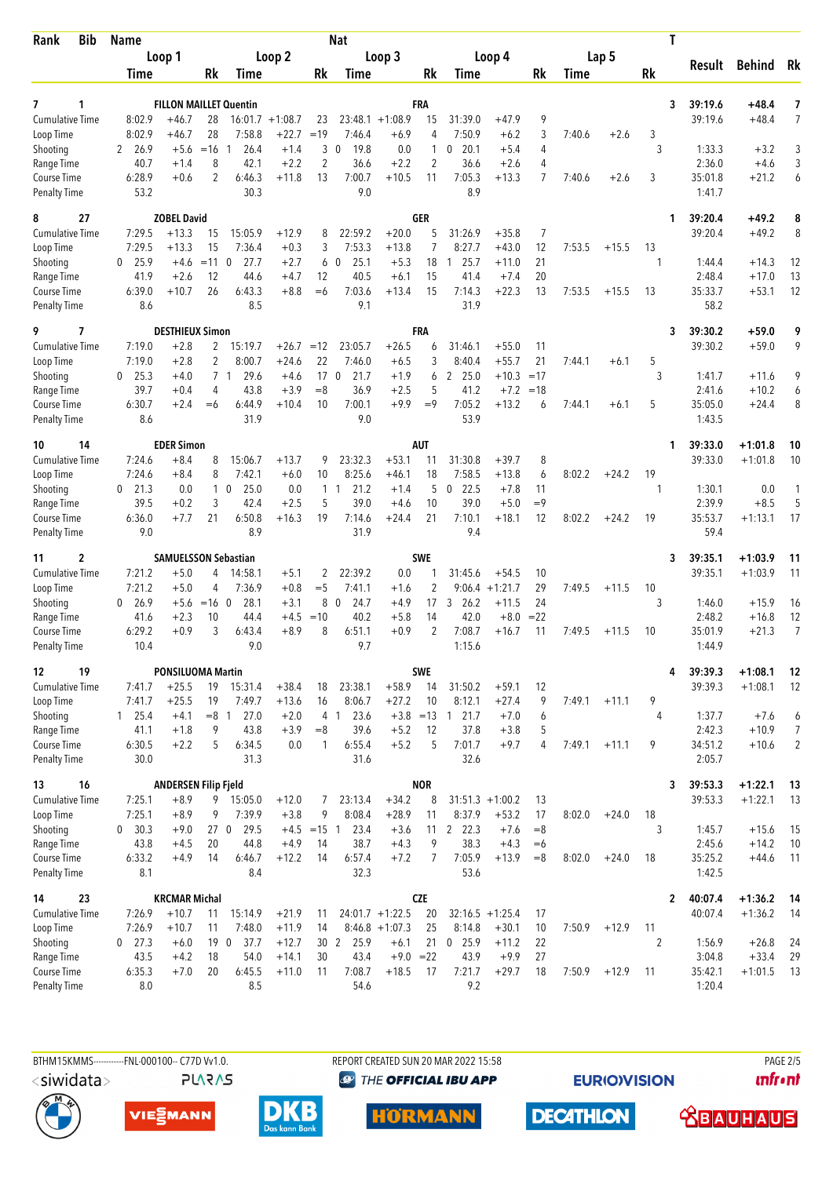| Rank | Bib | Name | | | Nat | | | | | | | | | | | T | Result | Behind | Rk |
|---|---|---|---|---|---|---|---|---|---|---|---|---|---|---|---|---|---|---|---|
| | | Loop 1 | | | Loop 2 | | | Loop 3 | | | Loop 4 | | | Lap 5 | | | | | |
| | | Time | | Rk | Time | | Rk | Time | | Rk | Time | | Rk | Time | | Rk | | | |
| 7 | 1 | FILLON MAILLET Quentin | | | | | | FRA | | | | | | | | 3 | 39:19.6 | +48.4 | 7 |
| Cumulative Time | | 8:02.9 | +46.7 | 28 | 16:01.7 | +1:08.7 | 23 | 23:48.1 | +1:08.9 | 15 | 31:39.0 | +47.9 | 9 | | | | 39:19.6 | +48.4 | 7 |
| Loop Time | | 8:02.9 | +46.7 | 28 | 7:58.8 | +22.7 | =19 | 7:46.4 | +6.9 | 4 | 7:50.9 | +6.2 | 3 | 7:40.6 | +2.6 | 3 | | | |
| Shooting | | 2 26.9 | +5.6 | =16 | 1 26.4 | +1.4 | 3 | 0 19.8 | 0.0 | 1 | 0 20.1 | +5.4 | 4 | | | 3 | 1:33.3 | +3.2 | 3 |
| Range Time | | 40.7 | +1.4 | 8 | 42.1 | +2.2 | 2 | 36.6 | +2.2 | 2 | 36.6 | +2.6 | 4 | | | | 2:36.0 | +4.6 | 3 |
| Course Time | | 6:28.9 | +0.6 | 2 | 6:46.3 | +11.8 | 13 | 7:00.7 | +10.5 | 11 | 7:05.3 | +13.3 | 7 | 7:40.6 | +2.6 | 3 | 35:01.8 | +21.2 | 6 |
| Penalty Time | | 53.2 | | | 30.3 | | | 9.0 | | | 8.9 | | | | | | 1:41.7 | | |
| 8 | 27 | ZOBEL David | | | | | | GER | | | | | | | | 1 | 39:20.4 | +49.2 | 8 |
| Cumulative Time | | 7:29.5 | +13.3 | 15 | 15:05.9 | +12.9 | 8 | 22:59.2 | +20.0 | 5 | 31:26.9 | +35.8 | 7 | | | | 39:20.4 | +49.2 | 8 |
| Loop Time | | 7:29.5 | +13.3 | 15 | 7:36.4 | +0.3 | 3 | 7:53.3 | +13.8 | 7 | 8:27.7 | +43.0 | 12 | 7:53.5 | +15.5 | 13 | | | |
| Shooting | | 0 25.9 | +4.6 | =11 | 0 27.7 | +2.7 | 6 | 0 25.1 | +5.3 | 18 | 1 25.7 | +11.0 | 21 | | | 1 | 1:44.4 | +14.3 | 12 |
| Range Time | | 41.9 | +2.6 | 12 | 44.6 | +4.7 | 12 | 40.5 | +6.1 | 15 | 41.4 | +7.4 | 20 | | | | 2:48.4 | +17.0 | 13 |
| Course Time | | 6:39.0 | +10.7 | 26 | 6:43.3 | +8.8 | =6 | 7:03.6 | +13.4 | 15 | 7:14.3 | +22.3 | 13 | 7:53.5 | +15.5 | 13 | 35:33.7 | +53.1 | 12 |
| Penalty Time | | 8.6 | | | 8.5 | | | 9.1 | | | 31.9 | | | | | | 58.2 | | |
| 9 | 7 | DESTHIEUX Simon | | | | | | FRA | | | | | | | | 3 | 39:30.2 | +59.0 | 9 |
| Cumulative Time | | 7:19.0 | +2.8 | 2 | 15:19.7 | +26.7 | =12 | 23:05.7 | +26.5 | 6 | 31:46.1 | +55.0 | 11 | | | | 39:30.2 | +59.0 | 9 |
| Loop Time | | 7:19.0 | +2.8 | 2 | 8:00.7 | +24.6 | 22 | 7:46.0 | +6.5 | 3 | 8:40.4 | +55.7 | 21 | 7:44.1 | +6.1 | 5 | | | |
| Shooting | | 0 25.3 | +4.0 | 7 | 1 29.6 | +4.6 | 17 | 0 21.7 | +1.9 | 6 | 2 25.0 | +10.3 | =17 | | | 3 | 1:41.7 | +11.6 | 9 |
| Range Time | | 39.7 | +0.4 | 4 | 43.8 | +3.9 | =8 | 36.9 | +2.5 | 5 | 41.2 | +7.2 | =18 | | | | 2:41.6 | +10.2 | 6 |
| Course Time | | 6:30.7 | +2.4 | =6 | 6:44.9 | +10.4 | 10 | 7:00.1 | +9.9 | =9 | 7:05.2 | +13.2 | 6 | 7:44.1 | +6.1 | 5 | 35:05.0 | +24.4 | 8 |
| Penalty Time | | 8.6 | | | 31.9 | | | 9.0 | | | 53.9 | | | | | | 1:43.5 | | |
| 10 | 14 | EDER Simon | | | | | | AUT | | | | | | | | 1 | 39:33.0 | +1:01.8 | 10 |
| Cumulative Time | | 7:24.6 | +8.4 | 8 | 15:06.7 | +13.7 | 9 | 23:32.3 | +53.1 | 11 | 31:30.8 | +39.7 | 8 | | | | 39:33.0 | +1:01.8 | 10 |
| Loop Time | | 7:24.6 | +8.4 | 8 | 7:42.1 | +6.0 | 10 | 8:25.6 | +46.1 | 18 | 7:58.5 | +13.8 | 6 | 8:02.2 | +24.2 | 19 | | | |
| Shooting | | 0 21.3 | 0.0 | 1 | 0 25.0 | 0.0 | 1 | 1 21.2 | +1.4 | 5 | 0 22.5 | +7.8 | 11 | | | 1 | 1:30.1 | 0.0 | 1 |
| Range Time | | 39.5 | +0.2 | 3 | 42.4 | +2.5 | 5 | 39.0 | +4.6 | 10 | 39.0 | +5.0 | =9 | | | | 2:39.9 | +8.5 | 5 |
| Course Time | | 6:36.0 | +7.7 | 21 | 6:50.8 | +16.3 | 19 | 7:14.6 | +24.4 | 21 | 7:10.1 | +18.1 | 12 | 8:02.2 | +24.2 | 19 | 35:53.7 | +1:13.1 | 17 |
| Penalty Time | | 9.0 | | | 8.9 | | | 31.9 | | | 9.4 | | | | | | 59.4 | | |
| 11 | 2 | SAMUELSSON Sebastian | | | | | | SWE | | | | | | | | 3 | 39:35.1 | +1:03.9 | 11 |
| Cumulative Time | | 7:21.2 | +5.0 | 4 | 14:58.1 | +5.1 | 2 | 22:39.2 | 0.0 | 1 | 31:45.6 | +54.5 | 10 | | | | 39:35.1 | +1:03.9 | 11 |
| Loop Time | | 7:21.2 | +5.0 | 4 | 7:36.9 | +0.8 | =5 | 7:41.1 | +1.6 | 2 | 9:06.4 | +1:21.7 | 29 | 7:49.5 | +11.5 | 10 | | | |
| Shooting | | 0 26.9 | +5.6 | =16 | 0 28.1 | +3.1 | 8 | 0 24.7 | +4.9 | 17 | 3 26.2 | +11.5 | 24 | | | 3 | 1:46.0 | +15.9 | 16 |
| Range Time | | 41.6 | +2.3 | 10 | 44.4 | +4.5 | =10 | 40.2 | +5.8 | 14 | 42.0 | +8.0 | =22 | | | | 2:48.2 | +16.8 | 12 |
| Course Time | | 6:29.2 | +0.9 | 3 | 6:43.4 | +8.9 | 8 | 6:51.1 | +0.9 | 2 | 7:08.7 | +16.7 | 11 | 7:49.5 | +11.5 | 10 | 35:01.9 | +21.3 | 7 |
| Penalty Time | | 10.4 | | | 9.0 | | | 9.7 | | | 1:15.6 | | | | | | 1:44.9 | | |
| 12 | 19 | PONSILUOMA Martin | | | | | | SWE | | | | | | | | 4 | 39:39.3 | +1:08.1 | 12 |
| Cumulative Time | | 7:41.7 | +25.5 | 19 | 15:31.4 | +38.4 | 18 | 23:38.1 | +58.9 | 14 | 31:50.2 | +59.1 | 12 | | | | 39:39.3 | +1:08.1 | 12 |
| Loop Time | | 7:41.7 | +25.5 | 19 | 7:49.7 | +13.6 | 16 | 8:06.7 | +27.2 | 10 | 8:12.1 | +27.4 | 9 | 7:49.1 | +11.1 | 9 | | | |
| Shooting | | 1 25.4 | +4.1 | =8 | 1 27.0 | +2.0 | 4 | 1 23.6 | +3.8 | =13 | 1 21.7 | +7.0 | 6 | | | 4 | 1:37.7 | +7.6 | 6 |
| Range Time | | 41.1 | +1.8 | 9 | 43.8 | +3.9 | =8 | 39.6 | +5.2 | 12 | 37.8 | +3.8 | 5 | | | | 2:42.3 | +10.9 | 7 |
| Course Time | | 6:30.5 | +2.2 | 5 | 6:34.5 | 0.0 | 1 | 6:55.4 | +5.2 | 5 | 7:01.7 | +9.7 | 4 | 7:49.1 | +11.1 | 9 | 34:51.2 | +10.6 | 2 |
| Penalty Time | | 30.0 | | | 31.3 | | | 31.6 | | | 32.6 | | | | | | 2:05.7 | | |
| 13 | 16 | ANDERSEN Filip Fjeld | | | | | | NOR | | | | | | | | 3 | 39:53.3 | +1:22.1 | 13 |
| Cumulative Time | | 7:25.1 | +8.9 | 9 | 15:05.0 | +12.0 | 7 | 23:13.4 | +34.2 | 8 | 31:51.3 | +1:00.2 | 13 | | | | 39:53.3 | +1:22.1 | 13 |
| Loop Time | | 7:25.1 | +8.9 | 9 | 7:39.9 | +3.8 | 9 | 8:08.4 | +28.9 | 11 | 8:37.9 | +53.2 | 17 | 8:02.0 | +24.0 | 18 | | | |
| Shooting | | 0 30.3 | +9.0 | 27 | 0 29.5 | +4.5 | =15 | 1 23.4 | +3.6 | 11 | 2 22.3 | +7.6 | =8 | | | 3 | 1:45.7 | +15.6 | 15 |
| Range Time | | 43.8 | +4.5 | 20 | 44.8 | +4.9 | 14 | 38.7 | +4.3 | 9 | 38.3 | +4.3 | =6 | | | | 2:45.6 | +14.2 | 10 |
| Course Time | | 6:33.2 | +4.9 | 14 | 6:46.7 | +12.2 | 14 | 6:57.4 | +7.2 | 7 | 7:05.9 | +13.9 | =8 | 8:02.0 | +24.0 | 18 | 35:25.2 | +44.6 | 11 |
| Penalty Time | | 8.1 | | | 8.4 | | | 32.3 | | | 53.6 | | | | | | 1:42.5 | | |
| 14 | 23 | KRCMAR Michal | | | | | | CZE | | | | | | | | 2 | 40:07.4 | +1:36.2 | 14 |
| Cumulative Time | | 7:26.9 | +10.7 | 11 | 15:14.9 | +21.9 | 11 | 24:01.7 | +1:22.5 | 20 | 32:16.5 | +1:25.4 | 17 | | | | 40:07.4 | +1:36.2 | 14 |
| Loop Time | | 7:26.9 | +10.7 | 11 | 7:48.0 | +11.9 | 14 | 8:46.8 | +1:07.3 | 25 | 8:14.8 | +30.1 | 10 | 7:50.9 | +12.9 | 11 | | | |
| Shooting | | 0 27.3 | +6.0 | 19 | 0 37.7 | +12.7 | 30 | 2 25.9 | +6.1 | 21 | 0 25.9 | +11.2 | 22 | | | 2 | 1:56.9 | +26.8 | 24 |
| Range Time | | 43.5 | +4.2 | 18 | 54.0 | +14.1 | 30 | 43.4 | +9.0 | =22 | 43.9 | +9.9 | 27 | | | | 3:04.8 | +33.4 | 29 |
| Course Time | | 6:35.3 | +7.0 | 20 | 6:45.5 | +11.0 | 11 | 7:08.7 | +18.5 | 17 | 7:21.7 | +29.7 | 18 | 7:50.9 | +12.9 | 11 | 35:42.1 | +1:01.5 | 13 |
| Penalty Time | | 8.0 | | | 8.5 | | | 54.6 | | | 9.2 | | | | | | 1:20.4 | | |

BTHM15KMMS-----------FNL-000100-- C77D Vv1.0. REPORT CREATED SUN 20 MAR 2022 15:58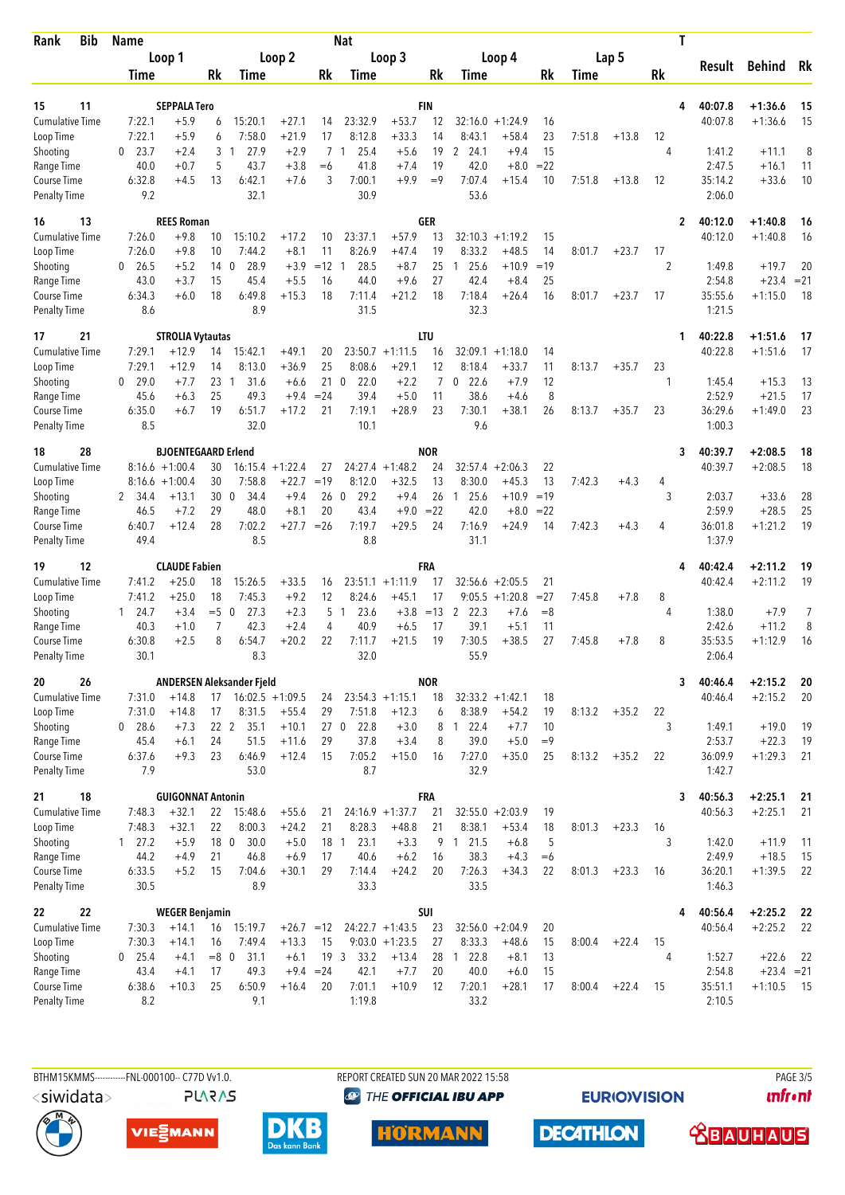| Rank | Bib | Name | | | | | | Nat | | | | | | | | | T | Result | Behind | Rk |
|---|---|---|---|---|---|---|---|---|---|---|---|---|---|---|---|---|---|---|---|---|
| | | Loop 1 | | | Loop 2 | | | Loop 3 | | | Loop 4 | | | Lap 5 | | | | | | |
| | | Time | | Rk | Time | | Rk | Time | | Rk | Time | | Rk | Time | | Rk | | | | |
| 15 | 11 | SEPPALA Tero | | | | | | FIN | | | | | | | | | 4 | 40:07.8 | +1:36.6 | 15 |
| Cumulative Time | | 7:22.1 | +5.9 | 6 | 15:20.1 | +27.1 | 14 | 23:32.9 | +53.7 | 12 | 32:16.0 | +1:24.9 | 16 | | | | | 40:07.8 | +1:36.6 | 15 |
| Loop Time | | 7:22.1 | +5.9 | 6 | 7:58.0 | +21.9 | 17 | 8:12.8 | +33.3 | 14 | 8:43.1 | +58.4 | 23 | 7:51.8 | +13.8 | 12 | | | | |
| Shooting | | 0 23.7 | +2.4 | 3 | 1 27.9 | +2.9 | 7 | 1 25.4 | +5.6 | 19 | 2 24.1 | +9.4 | 15 | | | | 4 | 1:41.2 | +11.1 | 8 |
| Range Time | | 40.0 | +0.7 | 5 | 43.7 | +3.8 | =6 | 41.8 | +7.4 | 19 | 42.0 | +8.0 | =22 | | | | | 2:47.5 | +16.1 | 11 |
| Course Time | | 6:32.8 | +4.5 | 13 | 6:42.1 | +7.6 | 3 | 7:00.1 | +9.9 | =9 | 7:07.4 | +15.4 | 10 | 7:51.8 | +13.8 | 12 | | 35:14.2 | +33.6 | 10 |
| Penalty Time | | 9.2 | | | 32.1 | | | 30.9 | | | 53.6 | | | | | | | 2:06.0 | | |
| 16 | 13 | REES Roman | | | | | | GER | | | | | | | | | 2 | 40:12.0 | +1:40.8 | 16 |
| Cumulative Time | | 7:26.0 | +9.8 | 10 | 15:10.2 | +17.2 | 10 | 23:37.1 | +57.9 | 13 | 32:10.3 | +1:19.2 | 15 | | | | | 40:12.0 | +1:40.8 | 16 |
| Loop Time | | 7:26.0 | +9.8 | 10 | 7:44.2 | +8.1 | 11 | 8:26.9 | +47.4 | 19 | 8:33.2 | +48.5 | 14 | 8:01.7 | +23.7 | 17 | | | | |
| Shooting | | 0 26.5 | +5.2 | 14 | 0 28.9 | +3.9 | =12 | 1 28.5 | +8.7 | 25 | 1 25.6 | +10.9 | =19 | | | | 2 | 1:49.8 | +19.7 | 20 |
| Range Time | | 43.0 | +3.7 | 15 | 45.4 | +5.5 | 16 | 44.0 | +9.6 | 27 | 42.4 | +8.4 | 25 | | | | | 2:54.8 | +23.4 | =21 |
| Course Time | | 6:34.3 | +6.0 | 18 | 6:49.8 | +15.3 | 18 | 7:11.4 | +21.2 | 18 | 7:18.4 | +26.4 | 16 | 8:01.7 | +23.7 | 17 | | 35:55.6 | +1:15.0 | 18 |
| Penalty Time | | 8.6 | | | 8.9 | | | 31.5 | | | 32.3 | | | | | | | 1:21.5 | | |
| 17 | 21 | STROLIA Vytautas | | | | | | LTU | | | | | | | | | 1 | 40:22.8 | +1:51.6 | 17 |
| Cumulative Time | | 7:29.1 | +12.9 | 14 | 15:42.1 | +49.1 | 20 | 23:50.7 | +1:11.5 | 16 | 32:09.1 | +1:18.0 | 14 | | | | | 40:22.8 | +1:51.6 | 17 |
| Loop Time | | 7:29.1 | +12.9 | 14 | 8:13.0 | +36.9 | 25 | 8:08.6 | +29.1 | 12 | 8:18.4 | +33.7 | 11 | 8:13.7 | +35.7 | 23 | | | | |
| Shooting | | 0 29.0 | +7.7 | 23 | 1 31.6 | +6.6 | 21 | 0 22.0 | +2.2 | 7 | 0 22.6 | +7.9 | 12 | | | | 1 | 1:45.4 | +15.3 | 13 |
| Range Time | | 45.6 | +6.3 | 25 | 49.3 | +9.4 | =24 | 39.4 | +5.0 | 11 | 38.6 | +4.6 | 8 | | | | | 2:52.9 | +21.5 | 17 |
| Course Time | | 6:35.0 | +6.7 | 19 | 6:51.7 | +17.2 | 21 | 7:19.1 | +28.9 | 23 | 7:30.1 | +38.1 | 26 | 8:13.7 | +35.7 | 23 | | 36:29.6 | +1:49.0 | 23 |
| Penalty Time | | 8.5 | | | 32.0 | | | 10.1 | | | 9.6 | | | | | | | 1:00.3 | | |
| 18 | 28 | BJOENTEGAARD Erlend | | | | | | NOR | | | | | | | | | 3 | 40:39.7 | +2:08.5 | 18 |
| Cumulative Time | | 8:16.6 | +1:00.4 | 30 | 16:15.4 | +1:22.4 | 27 | 24:27.4 | +1:48.2 | 24 | 32:57.4 | +2:06.3 | 22 | | | | | 40:39.7 | +2:08.5 | 18 |
| Loop Time | | 8:16.6 | +1:00.4 | 30 | 7:58.8 | +22.7 | =19 | 8:12.0 | +32.5 | 13 | 8:30.0 | +45.3 | 13 | 7:42.3 | +4.3 | 4 | | | | |
| Shooting | | 2 34.4 | +13.1 | 30 | 0 34.4 | +9.4 | 26 | 0 29.2 | +9.4 | 26 | 1 25.6 | +10.9 | =19 | | | | 3 | 2:03.7 | +33.6 | 28 |
| Range Time | | 46.5 | +7.2 | 29 | 48.0 | +8.1 | 20 | 43.4 | +9.0 | =22 | 42.0 | +8.0 | =22 | | | | | 2:59.9 | +28.5 | 25 |
| Course Time | | 6:40.7 | +12.4 | 28 | 7:02.2 | +27.7 | =26 | 7:19.7 | +29.5 | 24 | 7:16.9 | +24.9 | 14 | 7:42.3 | +4.3 | 4 | | 36:01.8 | +1:21.2 | 19 |
| Penalty Time | | 49.4 | | | 8.5 | | | 8.8 | | | 31.1 | | | | | | | 1:37.9 | | |
| 19 | 12 | CLAUDE Fabien | | | | | | FRA | | | | | | | | | 4 | 40:42.4 | +2:11.2 | 19 |
| Cumulative Time | | 7:41.2 | +25.0 | 18 | 15:26.5 | +33.5 | 16 | 23:51.1 | +1:11.9 | 17 | 32:56.6 | +2:05.5 | 21 | | | | | 40:42.4 | +2:11.2 | 19 |
| Loop Time | | 7:41.2 | +25.0 | 18 | 7:45.3 | +9.2 | 12 | 8:24.6 | +45.1 | 17 | 9:05.5 | +1:20.8 | =27 | 7:45.8 | +7.8 | 8 | | | | |
| Shooting | | 1 24.7 | +3.4 | =5 | 0 27.3 | +2.3 | 5 | 1 23.6 | +3.8 | =13 | 2 22.3 | +7.6 | =8 | | | | 4 | 1:38.0 | +7.9 | 7 |
| Range Time | | 40.3 | +1.0 | 7 | 42.3 | +2.4 | 4 | 40.9 | +6.5 | 17 | 39.1 | +5.1 | 11 | | | | | 2:42.6 | +11.2 | 8 |
| Course Time | | 6:30.8 | +2.5 | 8 | 6:54.7 | +20.2 | 22 | 7:11.7 | +21.5 | 19 | 7:30.5 | +38.5 | 27 | 7:45.8 | +7.8 | 8 | | 35:53.5 | +1:12.9 | 16 |
| Penalty Time | | 30.1 | | | 8.3 | | | 32.0 | | | 55.9 | | | | | | | 2:06.4 | | |
| 20 | 26 | ANDERSEN Aleksander Fjeld | | | | | | NOR | | | | | | | | | 3 | 40:46.4 | +2:15.2 | 20 |
| Cumulative Time | | 7:31.0 | +14.8 | 17 | 16:02.5 | +1:09.5 | 24 | 23:54.3 | +1:15.1 | 18 | 32:33.2 | +1:42.1 | 18 | | | | | 40:46.4 | +2:15.2 | 20 |
| Loop Time | | 7:31.0 | +14.8 | 17 | 8:31.5 | +55.4 | 29 | 7:51.8 | +12.3 | 6 | 8:38.9 | +54.2 | 19 | 8:13.2 | +35.2 | 22 | | | | |
| Shooting | | 0 28.6 | +7.3 | 22 | 2 35.1 | +10.1 | 27 | 0 22.8 | +3.0 | 8 | 1 22.4 | +7.7 | 10 | | | | 3 | 1:49.1 | +19.0 | 19 |
| Range Time | | 45.4 | +6.1 | 24 | 51.5 | +11.6 | 29 | 37.8 | +3.4 | 8 | 39.0 | +5.0 | =9 | | | | | 2:53.7 | +22.3 | 19 |
| Course Time | | 6:37.6 | +9.3 | 23 | 6:46.9 | +12.4 | 15 | 7:05.2 | +15.0 | 16 | 7:27.0 | +35.0 | 25 | 8:13.2 | +35.2 | 22 | | 36:09.9 | +1:29.3 | 21 |
| Penalty Time | | 7.9 | | | 53.0 | | | 8.7 | | | 32.9 | | | | | | | 1:42.7 | | |
| 21 | 18 | GUIGONNAT Antonin | | | | | | FRA | | | | | | | | | 3 | 40:56.3 | +2:25.1 | 21 |
| Cumulative Time | | 7:48.3 | +32.1 | 22 | 15:48.6 | +55.6 | 21 | 24:16.9 | +1:37.7 | 21 | 32:55.0 | +2:03.9 | 19 | | | | | 40:56.3 | +2:25.1 | 21 |
| Loop Time | | 7:48.3 | +32.1 | 22 | 8:00.3 | +24.2 | 21 | 8:28.3 | +48.8 | 21 | 8:38.1 | +53.4 | 18 | 8:01.3 | +23.3 | 16 | | | | |
| Shooting | | 1 27.2 | +5.9 | 18 | 0 30.0 | +5.0 | 18 | 1 23.1 | +3.3 | 9 | 1 21.5 | +6.8 | 5 | | | | 3 | 1:42.0 | +11.9 | 11 |
| Range Time | | 44.2 | +4.9 | 21 | 46.8 | +6.9 | 17 | 40.6 | +6.2 | 16 | 38.3 | +4.3 | =6 | | | | | 2:49.9 | +18.5 | 15 |
| Course Time | | 6:33.5 | +5.2 | 15 | 7:04.6 | +30.1 | 29 | 7:14.4 | +24.2 | 20 | 7:26.3 | +34.3 | 22 | 8:01.3 | +23.3 | 16 | | 36:20.1 | +1:39.5 | 22 |
| Penalty Time | | 30.5 | | | 8.9 | | | 33.3 | | | 33.5 | | | | | | | 1:46.3 | | |
| 22 | 22 | WEGER Benjamin | | | | | | SUI | | | | | | | | | 4 | 40:56.4 | +2:25.2 | 22 |
| Cumulative Time | | 7:30.3 | +14.1 | 16 | 15:19.7 | +26.7 | =12 | 24:22.7 | +1:43.5 | 23 | 32:56.0 | +2:04.9 | 20 | | | | | 40:56.4 | +2:25.2 | 22 |
| Loop Time | | 7:30.3 | +14.1 | 16 | 7:49.4 | +13.3 | 15 | 9:03.0 | +1:23.5 | 27 | 8:33.3 | +48.6 | 15 | 8:00.4 | +22.4 | 15 | | | | |
| Shooting | | 0 25.4 | +4.1 | =8 | 0 31.1 | +6.1 | 19 | 3 33.2 | +13.4 | 28 | 1 22.8 | +8.1 | 13 | | | | 4 | 1:52.7 | +22.6 | 22 |
| Range Time | | 43.4 | +4.1 | 17 | 49.3 | +9.4 | =24 | 42.1 | +7.7 | 20 | 40.0 | +6.0 | 15 | | | | | 2:54.8 | +23.4 | =21 |
| Course Time | | 6:38.6 | +10.3 | 25 | 6:50.9 | +16.4 | 20 | 7:01.1 | +10.9 | 12 | 7:20.1 | +28.1 | 17 | 8:00.4 | +22.4 | 15 | | 35:51.1 | +1:10.5 | 15 |
| Penalty Time | | 8.2 | | | 9.1 | | | 1:19.8 | | | 33.2 | | | | | | | 2:10.5 | | |

BTHM15KMMS-----------FNL-000100-- C77D Vv1.0. REPORT CREATED SUN 20 MAR 2022 15:58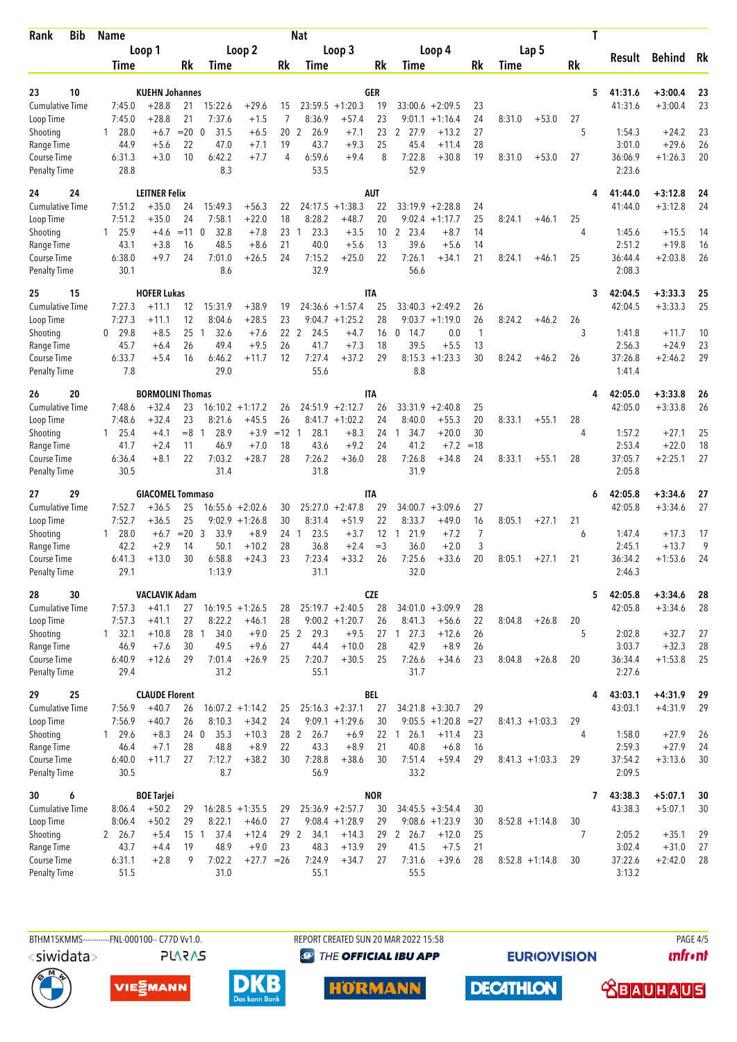| Rank | Bib | Name | | | | | Nat | | | | | | | | | T | Result | Behind | Rk |
|---|---|---|---|---|---|---|---|---|---|---|---|---|---|---|---|---|---|---|---|
| | | Loop 1 | | | Loop 2 | | | Loop 3 | | | Loop 4 | | | Lap 5 | | | | | |
| | | Time | | Rk | Time | | Rk | Time | | Rk | Time | | Rk | Time | | Rk | | | |
| 23 | 10 | KUEHN Johannes | | | | | GER | | | | | | | | | 5 | 41:31.6 | +3:00.4 | 23 |
| Cumulative Time | | 7:45.0 | +28.8 | 21 | 15:22.6 | +29.6 | 15 | 23:59.5 | +1:20.3 | 19 | 33:00.6 | +2:09.5 | 23 | | | | 41:31.6 | +3:00.4 | 23 |
| Loop Time | | 7:45.0 | +28.8 | 21 | 7:37.6 | +1.5 | 7 | 8:36.9 | +57.4 | 23 | 9:01.1 | +1:16.4 | 24 | 8:31.0 | +53.0 | 27 | | | |
| Shooting | | 1 28.0 | +6.7 | =20 | 0 31.5 | +6.5 | 20 | 2 26.9 | +7.1 | 23 | 2 27.9 | +13.2 | 27 | | | 5 | 1:54.3 | +24.2 | 23 |
| Range Time | | 44.9 | +5.6 | 22 | 47.0 | +7.1 | 19 | 43.7 | +9.3 | 25 | 45.4 | +11.4 | 28 | | | | 3:01.0 | +29.6 | 26 |
| Course Time | | 6:31.3 | +3.0 | 10 | 6:42.2 | +7.7 | 4 | 6:59.6 | +9.4 | 8 | 7:22.8 | +30.8 | 19 | 8:31.0 | +53.0 | 27 | 36:06.9 | +1:26.3 | 20 |
| Penalty Time | | 28.8 | | | 8.3 | | | 53.5 | | | 52.9 | | | | | | 2:23.6 | | |
| 24 | 24 | LEITNER Felix | | | | | AUT | | | | | | | | | 4 | 41:44.0 | +3:12.8 | 24 |
| Cumulative Time | | 7:51.2 | +35.0 | 24 | 15:49.3 | +56.3 | 22 | 24:17.5 | +1:38.3 | 22 | 33:19.9 | +2:28.8 | 24 | | | | 41:44.0 | +3:12.8 | 24 |
| Loop Time | | 7:51.2 | +35.0 | 24 | 7:58.1 | +22.0 | 18 | 8:28.2 | +48.7 | 20 | 9:02.4 | +1:17.7 | 25 | 8:24.1 | +46.1 | 25 | | | |
| Shooting | | 1 25.9 | +4.6 | =11 | 0 32.8 | +7.8 | 23 | 1 23.3 | +3.5 | 10 | 2 23.4 | +8.7 | 14 | | | 4 | 1:45.6 | +15.5 | 14 |
| Range Time | | 43.1 | +3.8 | 16 | 48.5 | +8.6 | 21 | 40.0 | +5.6 | 13 | 39.6 | +5.6 | 14 | | | | 2:51.2 | +19.8 | 16 |
| Course Time | | 6:38.0 | +9.7 | 24 | 7:01.0 | +26.5 | 24 | 7:15.2 | +25.0 | 22 | 7:26.1 | +34.1 | 21 | 8:24.1 | +46.1 | 25 | 36:44.4 | +2:03.8 | 26 |
| Penalty Time | | 30.1 | | | 8.6 | | | 32.9 | | | 56.6 | | | | | | 2:08.3 | | |
| 25 | 15 | HOFER Lukas | | | | | ITA | | | | | | | | | 3 | 42:04.5 | +3:33.3 | 25 |
| Cumulative Time | | 7:27.3 | +11.1 | 12 | 15:31.9 | +38.9 | 19 | 24:36.6 | +1:57.4 | 25 | 33:40.3 | +2:49.2 | 26 | | | | 42:04.5 | +3:33.3 | 25 |
| Loop Time | | 7:27.3 | +11.1 | 12 | 8:04.6 | +28.5 | 23 | 9:04.7 | +1:25.2 | 28 | 9:03.7 | +1:19.0 | 26 | 8:24.2 | +46.2 | 26 | | | |
| Shooting | | 0 29.8 | +8.5 | 25 | 1 32.6 | +7.6 | 22 | 2 24.5 | +4.7 | 16 | 0 14.7 | 0.0 | 1 | | | 3 | 1:41.8 | +11.7 | 10 |
| Range Time | | 45.7 | +6.4 | 26 | 49.4 | +9.5 | 26 | 41.7 | +7.3 | 18 | 39.5 | +5.5 | 13 | | | | 2:56.3 | +24.9 | 23 |
| Course Time | | 6:33.7 | +5.4 | 16 | 6:46.2 | +11.7 | 12 | 7:27.4 | +37.2 | 29 | 8:15.3 | +1:23.3 | 30 | 8:24.2 | +46.2 | 26 | 37:26.8 | +2:46.2 | 29 |
| Penalty Time | | 7.8 | | | 29.0 | | | 55.6 | | | 8.8 | | | | | | 1:41.4 | | |
| 26 | 20 | BORMOLINI Thomas | | | | | ITA | | | | | | | | | 4 | 42:05.0 | +3:33.8 | 26 |
| Cumulative Time | | 7:48.6 | +32.4 | 23 | 16:10.2 | +1:17.2 | 26 | 24:51.9 | +2:12.7 | 26 | 33:31.9 | +2:40.8 | 25 | | | | 42:05.0 | +3:33.8 | 26 |
| Loop Time | | 7:48.6 | +32.4 | 23 | 8:21.6 | +45.5 | 26 | 8:41.7 | +1:02.2 | 24 | 8:40.0 | +55.3 | 20 | 8:33.1 | +55.1 | 28 | | | |
| Shooting | | 1 25.4 | +4.1 | =8 | 1 28.9 | +3.9 | =12 | 1 28.1 | +8.3 | 24 | 1 34.7 | +20.0 | 30 | | | 4 | 1:57.2 | +27.1 | 25 |
| Range Time | | 41.7 | +2.4 | 11 | 46.9 | +7.0 | 18 | 43.6 | +9.2 | 24 | 41.2 | +7.2 | =18 | | | | 2:53.4 | +22.0 | 18 |
| Course Time | | 6:36.4 | +8.1 | 22 | 7:03.2 | +28.7 | 28 | 7:26.2 | +36.0 | 28 | 7:26.8 | +34.8 | 24 | 8:33.1 | +55.1 | 28 | 37:05.7 | +2:25.1 | 27 |
| Penalty Time | | 30.5 | | | 31.4 | | | 31.8 | | | 31.9 | | | | | | 2:05.8 | | |
| 27 | 29 | GIACOMEL Tommaso | | | | | ITA | | | | | | | | | 6 | 42:05.8 | +3:34.6 | 27 |
| Cumulative Time | | 7:52.7 | +36.5 | 25 | 16:55.6 | +2:02.6 | 30 | 25:27.0 | +2:47.8 | 29 | 34:00.7 | +3:09.6 | 27 | | | | 42:05.8 | +3:34.6 | 27 |
| Loop Time | | 7:52.7 | +36.5 | 25 | 9:02.9 | +1:26.8 | 30 | 8:31.4 | +51.9 | 22 | 8:33.7 | +49.0 | 16 | 8:05.1 | +27.1 | 21 | | | |
| Shooting | | 1 28.0 | +6.7 | =20 | 3 33.9 | +8.9 | 24 | 1 23.5 | +3.7 | 12 | 1 21.9 | +7.2 | 7 | | | 6 | 1:47.4 | +17.3 | 17 |
| Range Time | | 42.2 | +2.9 | 14 | 50.1 | +10.2 | 28 | 36.8 | +2.4 | =3 | 36.0 | +2.0 | 3 | | | | 2:45.1 | +13.7 | 9 |
| Course Time | | 6:41.3 | +13.0 | 30 | 6:58.8 | +24.3 | 23 | 7:23.4 | +33.2 | 26 | 7:25.6 | +33.6 | 20 | 8:05.1 | +27.1 | 21 | 36:34.2 | +1:53.6 | 24 |
| Penalty Time | | 29.1 | | | 1:13.9 | | | 31.1 | | | 32.0 | | | | | | 2:46.3 | | |
| 28 | 30 | VACLAVIK Adam | | | | | CZE | | | | | | | | | 5 | 42:05.8 | +3:34.6 | 28 |
| Cumulative Time | | 7:57.3 | +41.1 | 27 | 16:19.5 | +1:26.5 | 28 | 25:19.7 | +2:40.5 | 28 | 34:01.0 | +3:09.9 | 28 | | | | 42:05.8 | +3:34.6 | 28 |
| Loop Time | | 7:57.3 | +41.1 | 27 | 8:22.2 | +46.1 | 28 | 9:00.2 | +1:20.7 | 26 | 8:41.3 | +56.6 | 22 | 8:04.8 | +26.8 | 20 | | | |
| Shooting | | 1 32.1 | +10.8 | 28 | 1 34.0 | +9.0 | 25 | 2 29.3 | +9.5 | 27 | 1 27.3 | +12.6 | 26 | | | 5 | 2:02.8 | +32.7 | 27 |
| Range Time | | 46.9 | +7.6 | 30 | 49.5 | +9.6 | 27 | 44.4 | +10.0 | 28 | 42.9 | +8.9 | 26 | | | | 3:03.7 | +32.3 | 28 |
| Course Time | | 6:40.9 | +12.6 | 29 | 7:01.4 | +26.9 | 25 | 7:20.7 | +30.5 | 25 | 7:26.6 | +34.6 | 23 | 8:04.8 | +26.8 | 20 | 36:34.4 | +1:53.8 | 25 |
| Penalty Time | | 29.4 | | | 31.2 | | | 55.1 | | | 31.7 | | | | | | 2:27.6 | | |
| 29 | 25 | CLAUDE Florent | | | | | BEL | | | | | | | | | 4 | 43:03.1 | +4:31.9 | 29 |
| Cumulative Time | | 7:56.9 | +40.7 | 26 | 16:07.2 | +1:14.2 | 25 | 25:16.3 | +2:37.1 | 27 | 34:21.8 | +3:30.7 | 29 | | | | 43:03.1 | +4:31.9 | 29 |
| Loop Time | | 7:56.9 | +40.7 | 26 | 8:10.3 | +34.2 | 24 | 9:09.1 | +1:29.6 | 30 | 9:05.5 | +1:20.8 | =27 | 8:41.3 | +1:03.3 | 29 | | | |
| Shooting | | 1 29.6 | +8.3 | 24 | 0 35.3 | +10.3 | 28 | 2 26.7 | +6.9 | 22 | 1 26.1 | +11.4 | 23 | | | 4 | 1:58.0 | +27.9 | 26 |
| Range Time | | 46.4 | +7.1 | 28 | 48.8 | +8.9 | 22 | 43.3 | +8.9 | 21 | 40.8 | +6.8 | 16 | | | | 2:59.3 | +27.9 | 24 |
| Course Time | | 6:40.0 | +11.7 | 27 | 7:12.7 | +38.2 | 30 | 7:28.8 | +38.6 | 30 | 7:51.4 | +59.4 | 29 | 8:41.3 | +1:03.3 | 29 | 37:54.2 | +3:13.6 | 30 |
| Penalty Time | | 30.5 | | | 8.7 | | | 56.9 | | | 33.2 | | | | | | 2:09.5 | | |
| 30 | 6 | BOE Tarjei | | | | | NOR | | | | | | | | | 7 | 43:38.3 | +5:07.1 | 30 |
| Cumulative Time | | 8:06.4 | +50.2 | 29 | 16:28.5 | +1:35.5 | 29 | 25:36.9 | +2:57.7 | 30 | 34:45.5 | +3:54.4 | 30 | | | | 43:38.3 | +5:07.1 | 30 |
| Loop Time | | 8:06.4 | +50.2 | 29 | 8:22.1 | +46.0 | 27 | 9:08.4 | +1:28.9 | 29 | 9:08.6 | +1:23.9 | 30 | 8:52.8 | +1:14.8 | 30 | | | |
| Shooting | | 2 26.7 | +5.4 | 15 | 1 37.4 | +12.4 | 29 | 2 34.1 | +14.3 | 29 | 2 26.7 | +12.0 | 25 | | | 7 | 2:05.2 | +35.1 | 29 |
| Range Time | | 43.7 | +4.4 | 19 | 48.9 | +9.0 | 23 | 48.3 | +13.9 | 29 | 41.5 | +7.5 | 21 | | | | 3:02.4 | +31.0 | 27 |
| Course Time | | 6:31.1 | +2.8 | 9 | 7:02.2 | +27.7 | =26 | 7:24.9 | +34.7 | 27 | 7:31.6 | +39.6 | 28 | 8:52.8 | +1:14.8 | 30 | 37:22.6 | +2:42.0 | 28 |
| Penalty Time | | 51.5 | | | 31.0 | | | 55.1 | | | 55.5 | | | | | | 3:13.2 | | |

BTHM15KMMS-----------FNL-000100-- C77D Vv1.0. REPORT CREATED SUN 20 MAR 2022 15:58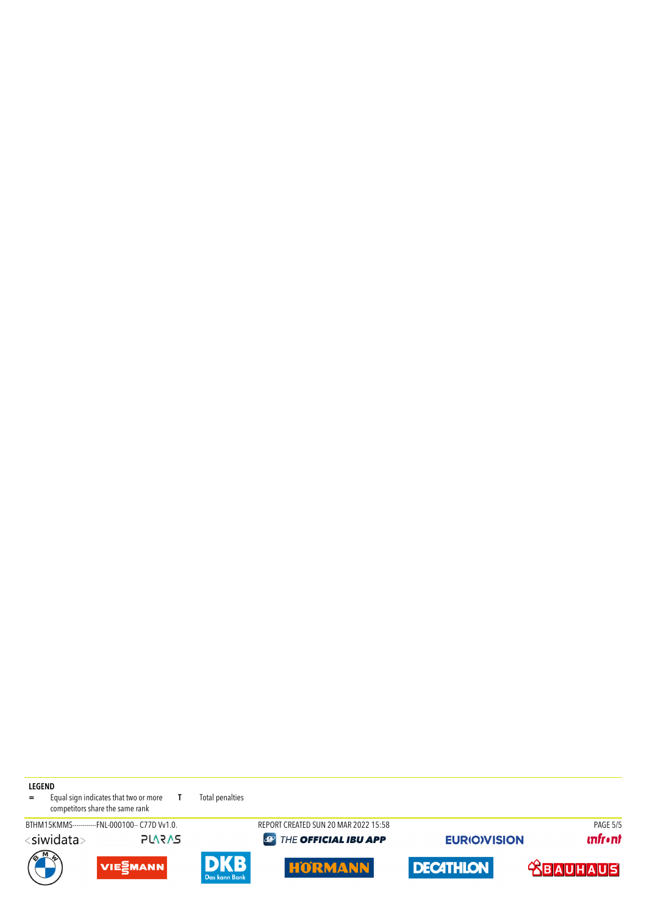**LEGEND**

| | | | |
|---|---|---|---|
| = | Equal sign indicates that two or more competitors share the same rank | T | Total penalties |

BTHM15KMMS------------FNL-000100-- C77D Vv1.0.

REPORT CREATED SUN 20 MAR 2022 15:58